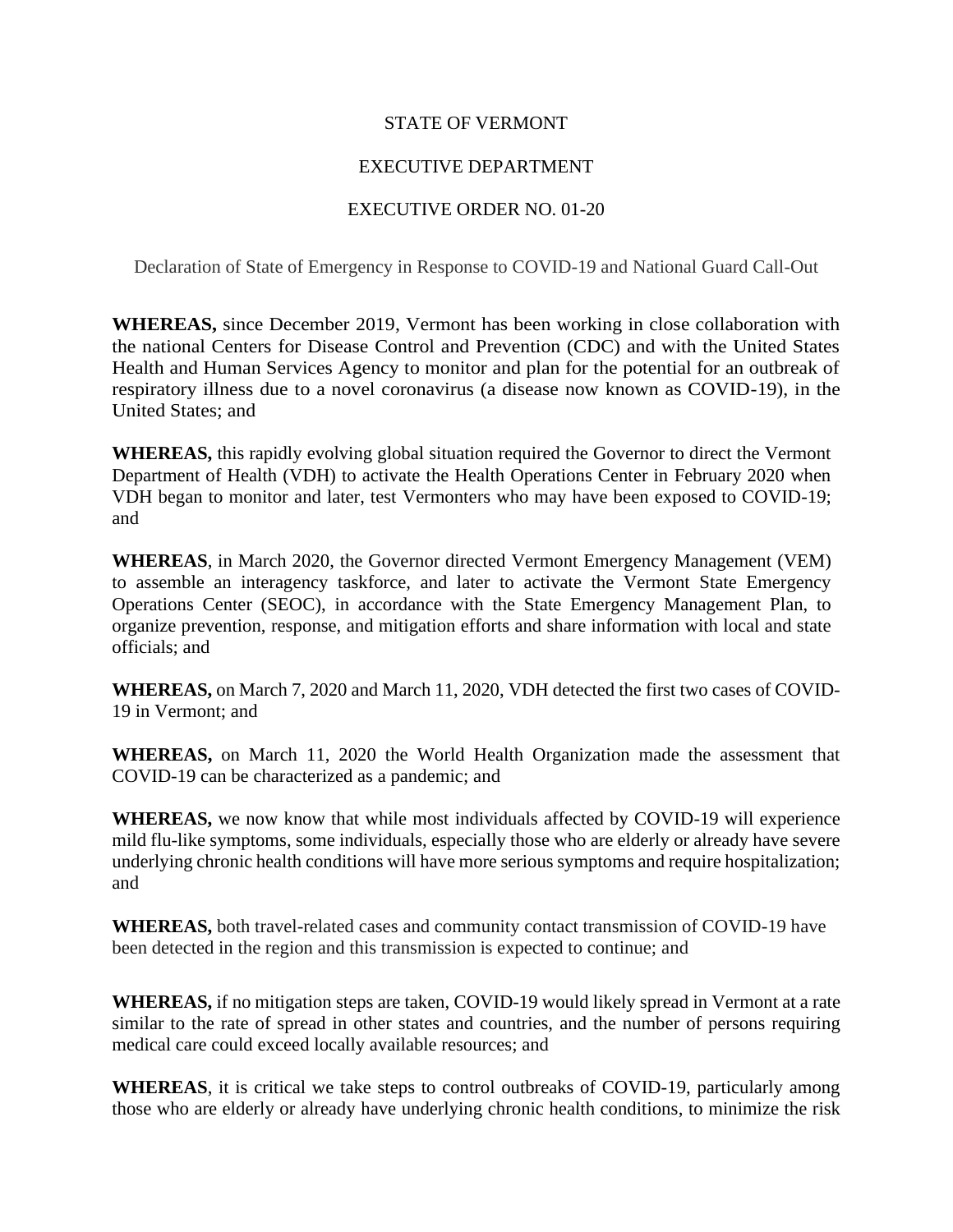STATE OF VERMONT

EXECUTIVE DEPARTMENT

EXECUTIVE ORDER NO. 01-20

Declaration of State of Emergency in Response to COVID-19 and National Guard Call-Out

**WHEREAS,** since December 2019, Vermont has been working in close collaboration with the national Centers for Disease Control and Prevention (CDC) and with the United States Health and Human Services Agency to monitor and plan for the potential for an outbreak of respiratory illness due to a novel coronavirus (a disease now known as COVID-19), in the United States; and

**WHEREAS,** this rapidly evolving global situation required the Governor to direct the Vermont Department of Health (VDH) to activate the Health Operations Center in February 2020 when VDH began to monitor and later, test Vermonters who may have been exposed to COVID-19; and

**WHEREAS**, in March 2020, the Governor directed Vermont Emergency Management (VEM) to assemble an interagency taskforce, and later to activate the Vermont State Emergency Operations Center (SEOC), in accordance with the State Emergency Management Plan, to organize prevention, response, and mitigation efforts and share information with local and state officials; and

**WHEREAS,** on March 7, 2020 and March 11, 2020, VDH detected the first two cases of COVID-19 in Vermont; and

**WHEREAS,** on March 11, 2020 the World Health Organization made the assessment that COVID-19 can be characterized as a pandemic; and

**WHEREAS,** we now know that while most individuals affected by COVID-19 will experience mild flu-like symptoms, some individuals, especially those who are elderly or already have severe underlying chronic health conditions will have more serious symptoms and require hospitalization; and

**WHEREAS,** both travel-related cases and community contact transmission of COVID-19 have been detected in the region and this transmission is expected to continue; and

**WHEREAS,** if no mitigation steps are taken, COVID-19 would likely spread in Vermont at a rate similar to the rate of spread in other states and countries, and the number of persons requiring medical care could exceed locally available resources; and

**WHEREAS**, it is critical we take steps to control outbreaks of COVID-19, particularly among those who are elderly or already have underlying chronic health conditions, to minimize the risk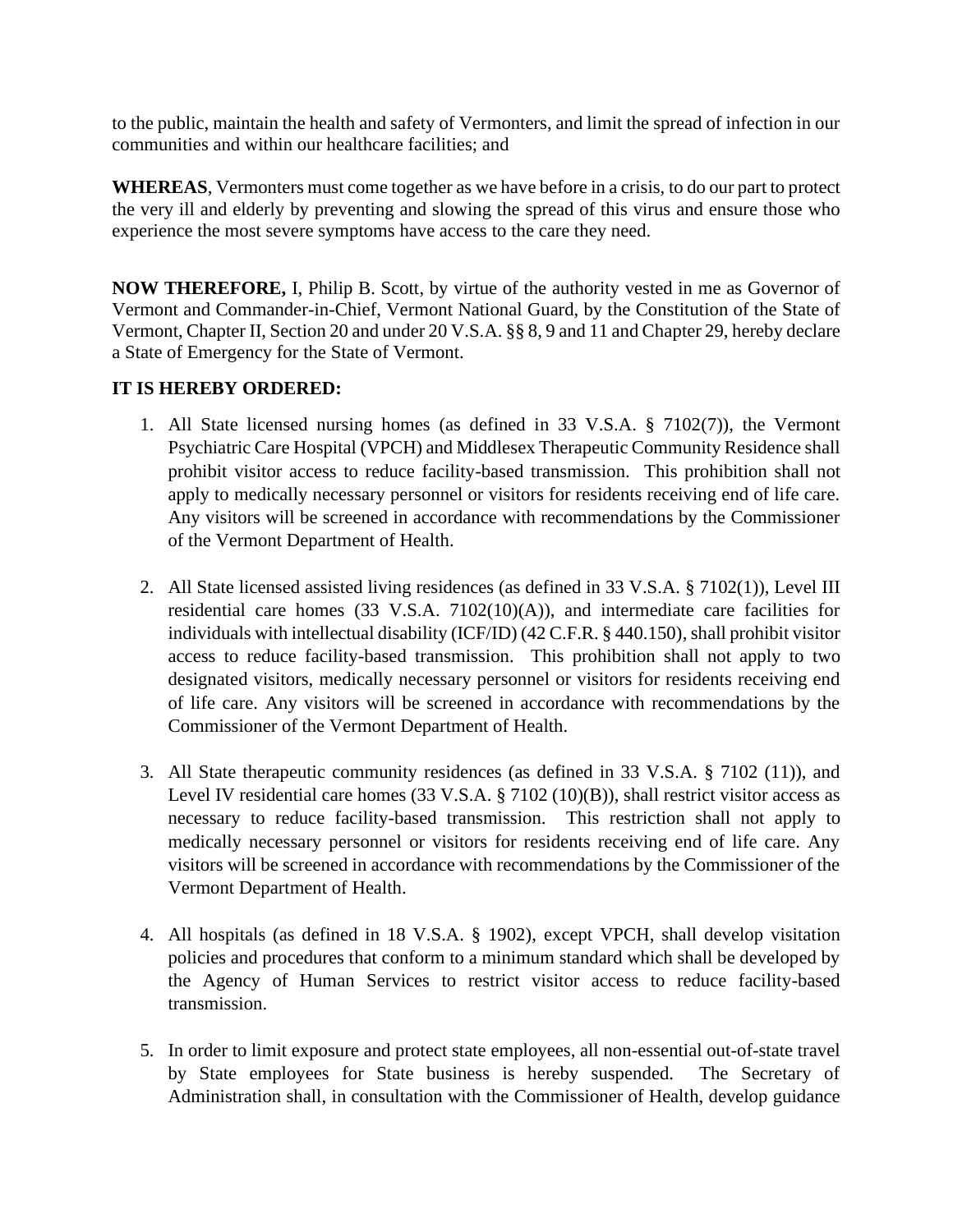to the public, maintain the health and safety of Vermonters, and limit the spread of infection in our communities and within our healthcare facilities; and

**WHEREAS**, Vermonters must come together as we have before in a crisis, to do our part to protect the very ill and elderly by preventing and slowing the spread of this virus and ensure those who experience the most severe symptoms have access to the care they need.

**NOW THEREFORE,** I, Philip B. Scott, by virtue of the authority vested in me as Governor of Vermont and Commander-in-Chief, Vermont National Guard, by the Constitution of the State of Vermont, Chapter II, Section 20 and under 20 V.S.A. §§ 8, 9 and 11 and Chapter 29, hereby declare a State of Emergency for the State of Vermont.

**IT IS HEREBY ORDERED:**

1. All State licensed nursing homes (as defined in 33 V.S.A. § 7102(7)), the Vermont Psychiatric Care Hospital (VPCH) and Middlesex Therapeutic Community Residence shall prohibit visitor access to reduce facility-based transmission. This prohibition shall not apply to medically necessary personnel or visitors for residents receiving end of life care. Any visitors will be screened in accordance with recommendations by the Commissioner of the Vermont Department of Health.

2. All State licensed assisted living residences (as defined in 33 V.S.A. § 7102(1)), Level III residential care homes (33 V.S.A. 7102(10)(A)), and intermediate care facilities for individuals with intellectual disability (ICF/ID) (42 C.F.R. § 440.150), shall prohibit visitor access to reduce facility-based transmission. This prohibition shall not apply to two designated visitors, medically necessary personnel or visitors for residents receiving end of life care. Any visitors will be screened in accordance with recommendations by the Commissioner of the Vermont Department of Health.

3. All State therapeutic community residences (as defined in 33 V.S.A. § 7102 (11)), and Level IV residential care homes (33 V.S.A. § 7102 (10)(B)), shall restrict visitor access as necessary to reduce facility-based transmission. This restriction shall not apply to medically necessary personnel or visitors for residents receiving end of life care. Any visitors will be screened in accordance with recommendations by the Commissioner of the Vermont Department of Health.

4. All hospitals (as defined in 18 V.S.A. § 1902), except VPCH, shall develop visitation policies and procedures that conform to a minimum standard which shall be developed by the Agency of Human Services to restrict visitor access to reduce facility-based transmission.

5. In order to limit exposure and protect state employees, all non-essential out-of-state travel by State employees for State business is hereby suspended. The Secretary of Administration shall, in consultation with the Commissioner of Health, develop guidance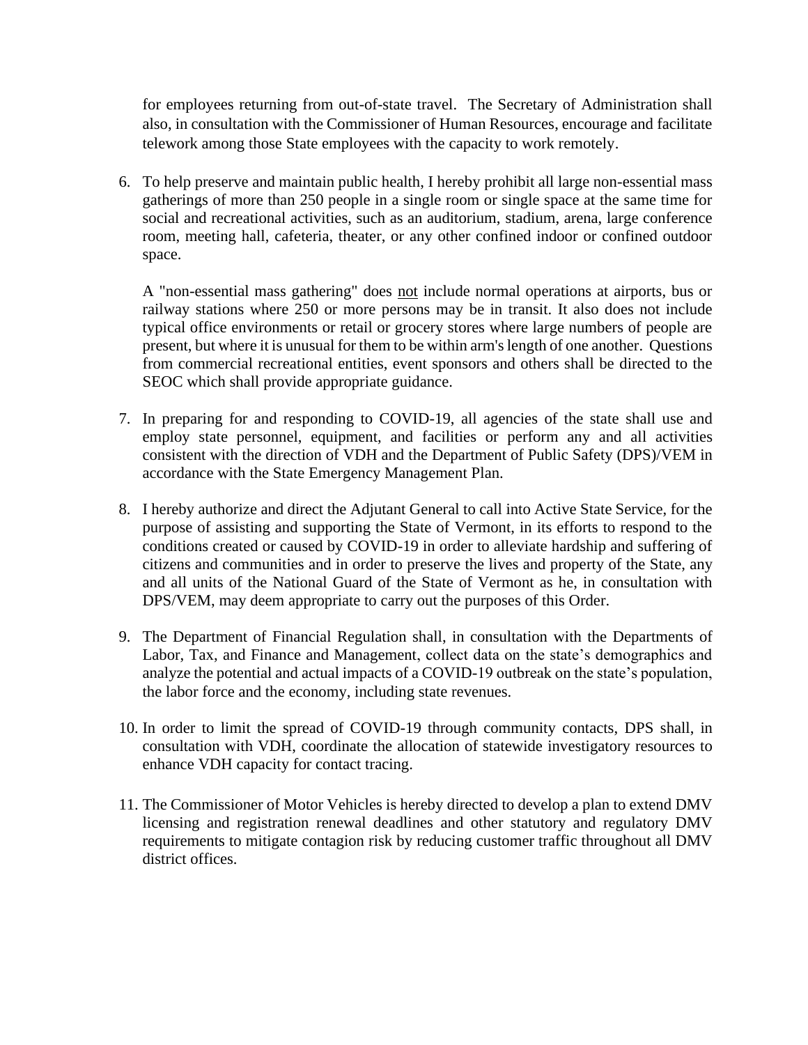for employees returning from out-of-state travel. The Secretary of Administration shall also, in consultation with the Commissioner of Human Resources, encourage and facilitate telework among those State employees with the capacity to work remotely.

6. To help preserve and maintain public health, I hereby prohibit all large non-essential mass gatherings of more than 250 people in a single room or single space at the same time for social and recreational activities, such as an auditorium, stadium, arena, large conference room, meeting hall, cafeteria, theater, or any other confined indoor or confined outdoor space.

   A "non-essential mass gathering" does <u>not</u> include normal operations at airports, bus or railway stations where 250 or more persons may be in transit. It also does not include typical office environments or retail or grocery stores where large numbers of people are present, but where it is unusual for them to be within arm's length of one another. Questions from commercial recreational entities, event sponsors and others shall be directed to the SEOC which shall provide appropriate guidance.

7. In preparing for and responding to COVID-19, all agencies of the state shall use and employ state personnel, equipment, and facilities or perform any and all activities consistent with the direction of VDH and the Department of Public Safety (DPS)/VEM in accordance with the State Emergency Management Plan.

8. I hereby authorize and direct the Adjutant General to call into Active State Service, for the purpose of assisting and supporting the State of Vermont, in its efforts to respond to the conditions created or caused by COVID-19 in order to alleviate hardship and suffering of citizens and communities and in order to preserve the lives and property of the State, any and all units of the National Guard of the State of Vermont as he, in consultation with DPS/VEM, may deem appropriate to carry out the purposes of this Order.

9. The Department of Financial Regulation shall, in consultation with the Departments of Labor, Tax, and Finance and Management, collect data on the state's demographics and analyze the potential and actual impacts of a COVID-19 outbreak on the state's population, the labor force and the economy, including state revenues.

10. In order to limit the spread of COVID-19 through community contacts, DPS shall, in consultation with VDH, coordinate the allocation of statewide investigatory resources to enhance VDH capacity for contact tracing.

11. The Commissioner of Motor Vehicles is hereby directed to develop a plan to extend DMV licensing and registration renewal deadlines and other statutory and regulatory DMV requirements to mitigate contagion risk by reducing customer traffic throughout all DMV district offices.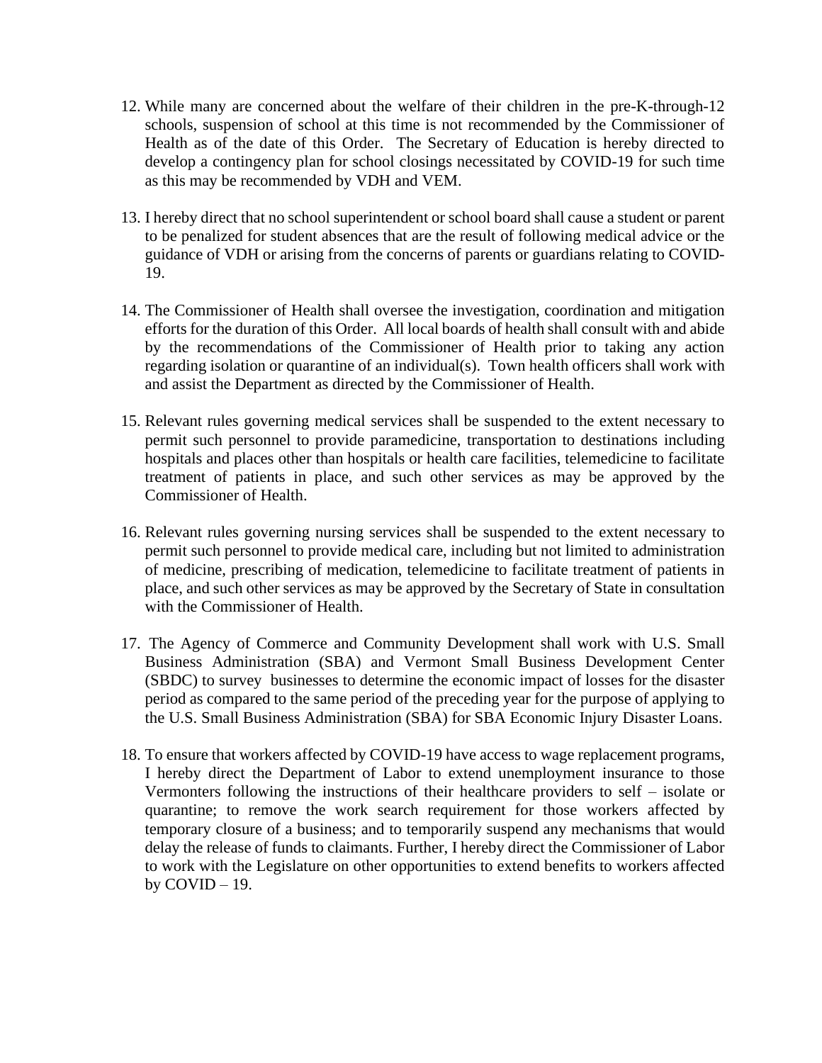12. While many are concerned about the welfare of their children in the pre-K-through-12 schools, suspension of school at this time is not recommended by the Commissioner of Health as of the date of this Order. The Secretary of Education is hereby directed to develop a contingency plan for school closings necessitated by COVID-19 for such time as this may be recommended by VDH and VEM.

13. I hereby direct that no school superintendent or school board shall cause a student or parent to be penalized for student absences that are the result of following medical advice or the guidance of VDH or arising from the concerns of parents or guardians relating to COVID-19.

14. The Commissioner of Health shall oversee the investigation, coordination and mitigation efforts for the duration of this Order. All local boards of health shall consult with and abide by the recommendations of the Commissioner of Health prior to taking any action regarding isolation or quarantine of an individual(s). Town health officers shall work with and assist the Department as directed by the Commissioner of Health.

15. Relevant rules governing medical services shall be suspended to the extent necessary to permit such personnel to provide paramedicine, transportation to destinations including hospitals and places other than hospitals or health care facilities, telemedicine to facilitate treatment of patients in place, and such other services as may be approved by the Commissioner of Health.

16. Relevant rules governing nursing services shall be suspended to the extent necessary to permit such personnel to provide medical care, including but not limited to administration of medicine, prescribing of medication, telemedicine to facilitate treatment of patients in place, and such other services as may be approved by the Secretary of State in consultation with the Commissioner of Health.

17. The Agency of Commerce and Community Development shall work with U.S. Small Business Administration (SBA) and Vermont Small Business Development Center (SBDC) to survey businesses to determine the economic impact of losses for the disaster period as compared to the same period of the preceding year for the purpose of applying to the U.S. Small Business Administration (SBA) for SBA Economic Injury Disaster Loans.

18. To ensure that workers affected by COVID-19 have access to wage replacement programs, I hereby direct the Department of Labor to extend unemployment insurance to those Vermonters following the instructions of their healthcare providers to self – isolate or quarantine; to remove the work search requirement for those workers affected by temporary closure of a business; and to temporarily suspend any mechanisms that would delay the release of funds to claimants. Further, I hereby direct the Commissioner of Labor to work with the Legislature on other opportunities to extend benefits to workers affected by COVID – 19.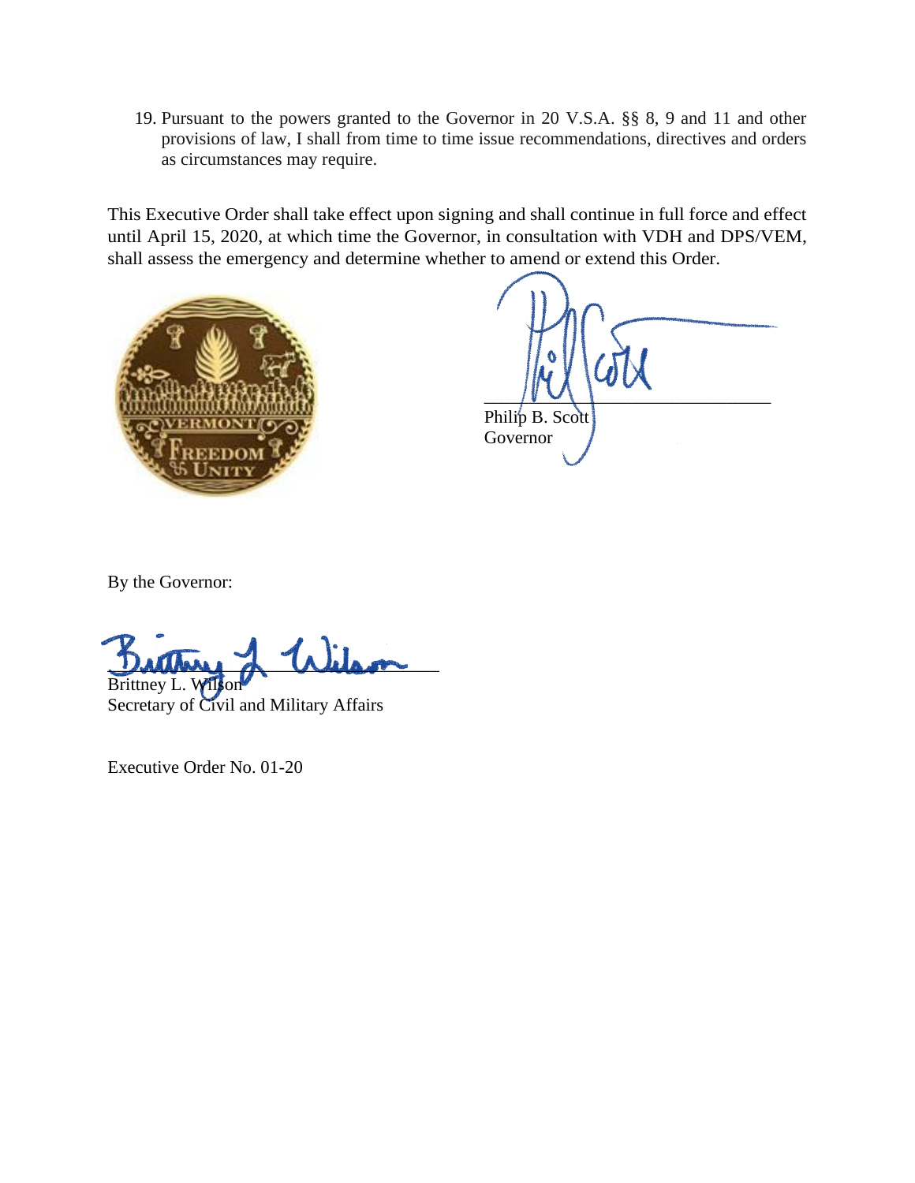19. Pursuant to the powers granted to the Governor in 20 V.S.A. §§ 8, 9 and 11 and other provisions of law, I shall from time to time issue recommendations, directives and orders as circumstances may require.

This Executive Order shall take effect upon signing and shall continue in full force and effect until April 15, 2020, at which time the Governor, in consultation with VDH and DPS/VEM, shall assess the emergency and determine whether to amend or extend this Order.

Philip B. Scott
Governor

By the Governor:

Brittney L. Wilson
Secretary of Civil and Military Affairs

Executive Order No. 01-20